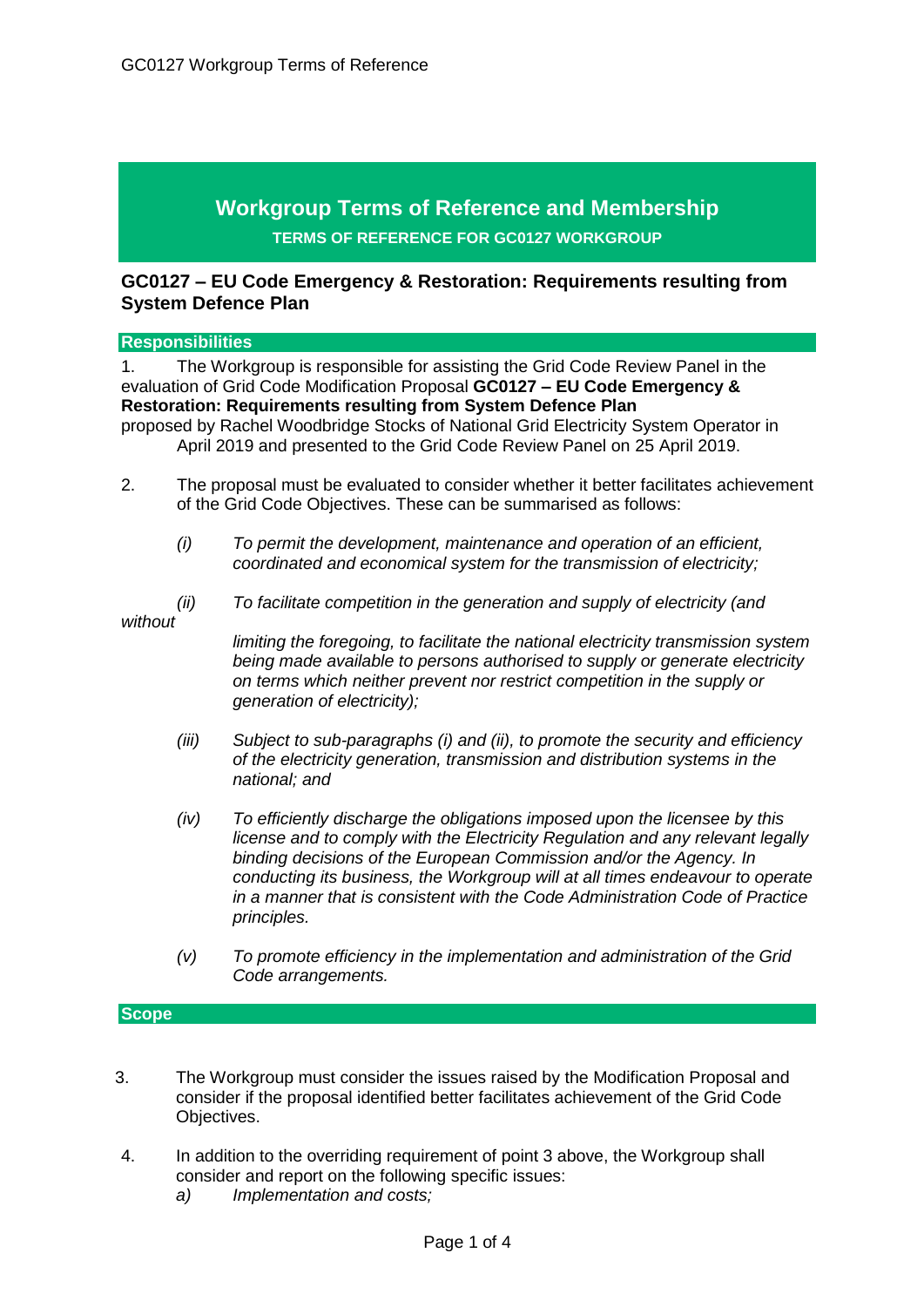# Workgroup Terms of Reference and Membership

**TERMS OF REFERENCE FOR GC0127 WORKGROUP**

## GC0127 – EU Code Emergency & Restoration: Requirements resulting from System Defence Plan

### Responsibilities

1. The Workgroup is responsible for assisting the Grid Code Review Panel in the evaluation of Grid Code Modification Proposal **GC0127 – EU Code Emergency & Restoration: Requirements resulting from System Defence Plan** proposed by Rachel Woodbridge Stocks of National Grid Electricity System Operator in April 2019 and presented to the Grid Code Review Panel on 25 April 2019.

2. The proposal must be evaluated to consider whether it better facilitates achievement of the Grid Code Objectives. These can be summarised as follows:

   *(i) To permit the development, maintenance and operation of an efficient, coordinated and economical system for the transmission of electricity;*

   *(ii) To facilitate competition in the generation and supply of electricity (and without limiting the foregoing, to facilitate the national electricity transmission system being made available to persons authorised to supply or generate electricity on terms which neither prevent nor restrict competition in the supply or generation of electricity);*

   *(iii) Subject to sub-paragraphs (i) and (ii), to promote the security and efficiency of the electricity generation, transmission and distribution systems in the national; and*

   *(iv) To efficiently discharge the obligations imposed upon the licensee by this license and to comply with the Electricity Regulation and any relevant legally binding decisions of the European Commission and/or the Agency. In conducting its business, the Workgroup will at all times endeavour to operate in a manner that is consistent with the Code Administration Code of Practice principles.*

   *(v) To promote efficiency in the implementation and administration of the Grid Code arrangements.*

### Scope

3. The Workgroup must consider the issues raised by the Modification Proposal and consider if the proposal identified better facilitates achievement of the Grid Code Objectives.

4. In addition to the overriding requirement of point 3 above, the Workgroup shall consider and report on the following specific issues:

   *a) Implementation and costs;*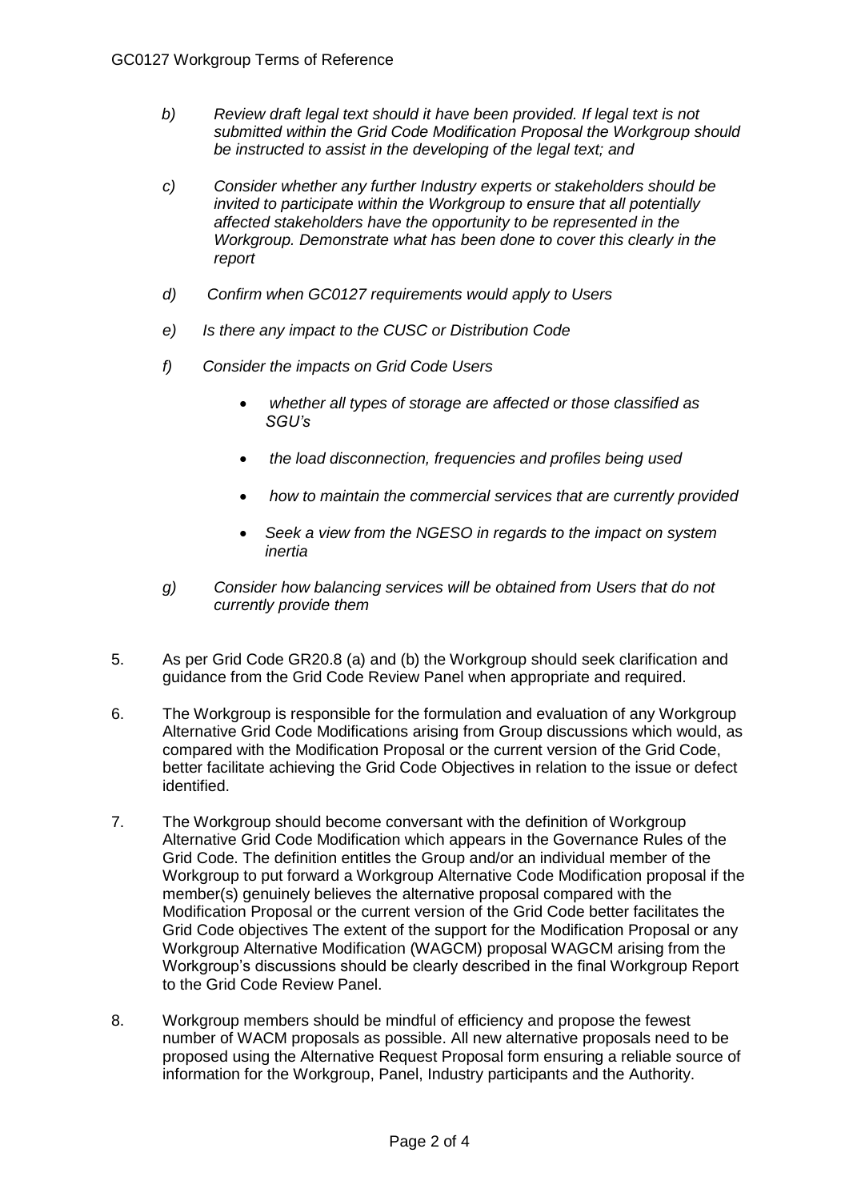- *b) Review draft legal text should it have been provided. If legal text is not submitted within the Grid Code Modification Proposal the Workgroup should be instructed to assist in the developing of the legal text; and*

- *c) Consider whether any further Industry experts or stakeholders should be invited to participate within the Workgroup to ensure that all potentially affected stakeholders have the opportunity to be represented in the Workgroup. Demonstrate what has been done to cover this clearly in the report*

- *d) Confirm when GC0127 requirements would apply to Users*

- *e) Is there any impact to the CUSC or Distribution Code*

- *f) Consider the impacts on Grid Code Users*

  - *whether all types of storage are affected or those classified as SGU's*
  - *the load disconnection, frequencies and profiles being used*
  - *how to maintain the commercial services that are currently provided*
  - *Seek a view from the NGESO in regards to the impact on system inertia*

- *g) Consider how balancing services will be obtained from Users that do not currently provide them*

5. As per Grid Code GR20.8 (a) and (b) the Workgroup should seek clarification and guidance from the Grid Code Review Panel when appropriate and required.

6. The Workgroup is responsible for the formulation and evaluation of any Workgroup Alternative Grid Code Modifications arising from Group discussions which would, as compared with the Modification Proposal or the current version of the Grid Code, better facilitate achieving the Grid Code Objectives in relation to the issue or defect identified.

7. The Workgroup should become conversant with the definition of Workgroup Alternative Grid Code Modification which appears in the Governance Rules of the Grid Code. The definition entitles the Group and/or an individual member of the Workgroup to put forward a Workgroup Alternative Code Modification proposal if the member(s) genuinely believes the alternative proposal compared with the Modification Proposal or the current version of the Grid Code better facilitates the Grid Code objectives The extent of the support for the Modification Proposal or any Workgroup Alternative Modification (WAGCM) proposal WAGCM arising from the Workgroup's discussions should be clearly described in the final Workgroup Report to the Grid Code Review Panel.

8. Workgroup members should be mindful of efficiency and propose the fewest number of WACM proposals as possible. All new alternative proposals need to be proposed using the Alternative Request Proposal form ensuring a reliable source of information for the Workgroup, Panel, Industry participants and the Authority.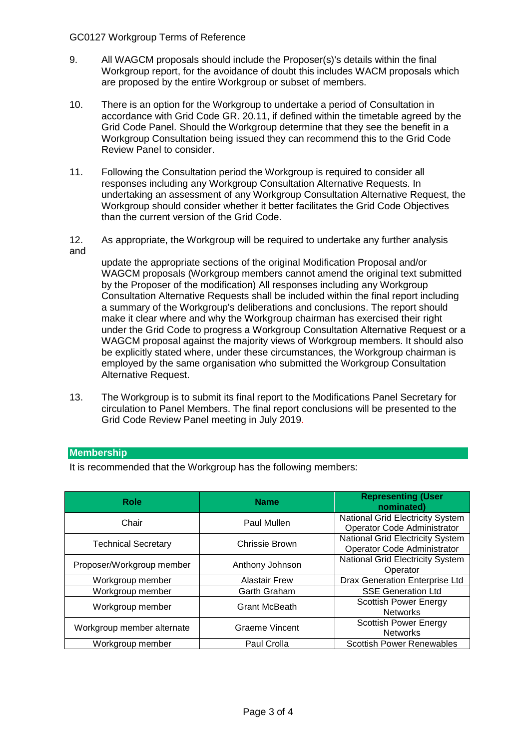9. All WAGCM proposals should include the Proposer(s)'s details within the final Workgroup report, for the avoidance of doubt this includes WACM proposals which are proposed by the entire Workgroup or subset of members.

10. There is an option for the Workgroup to undertake a period of Consultation in accordance with Grid Code GR. 20.11, if defined within the timetable agreed by the Grid Code Panel. Should the Workgroup determine that they see the benefit in a Workgroup Consultation being issued they can recommend this to the Grid Code Review Panel to consider.

11. Following the Consultation period the Workgroup is required to consider all responses including any Workgroup Consultation Alternative Requests. In undertaking an assessment of any Workgroup Consultation Alternative Request, the Workgroup should consider whether it better facilitates the Grid Code Objectives than the current version of the Grid Code.

12. As appropriate, the Workgroup will be required to undertake any further analysis and update the appropriate sections of the original Modification Proposal and/or WAGCM proposals (Workgroup members cannot amend the original text submitted by the Proposer of the modification) All responses including any Workgroup Consultation Alternative Requests shall be included within the final report including a summary of the Workgroup's deliberations and conclusions. The report should make it clear where and why the Workgroup chairman has exercised their right under the Grid Code to progress a Workgroup Consultation Alternative Request or a WAGCM proposal against the majority views of Workgroup members. It should also be explicitly stated where, under these circumstances, the Workgroup chairman is employed by the same organisation who submitted the Workgroup Consultation Alternative Request.

13. The Workgroup is to submit its final report to the Modifications Panel Secretary for circulation to Panel Members. The final report conclusions will be presented to the Grid Code Review Panel meeting in July 2019.

## Membership

It is recommended that the Workgroup has the following members:

| Role | Name | Representing (User nominated) |
|---|---|---|
| Chair | Paul Mullen | National Grid Electricity System Operator Code Administrator |
| Technical Secretary | Chrissie Brown | National Grid Electricity System Operator Code Administrator |
| Proposer/Workgroup member | Anthony Johnson | National Grid Electricity System Operator |
| Workgroup member | Alastair Frew | Drax Generation Enterprise Ltd |
| Workgroup member | Garth Graham | SSE Generation Ltd |
| Workgroup member | Grant McBeath | Scottish Power Energy Networks |
| Workgroup member alternate | Graeme Vincent | Scottish Power Energy Networks |
| Workgroup member | Paul Crolla | Scottish Power Renewables |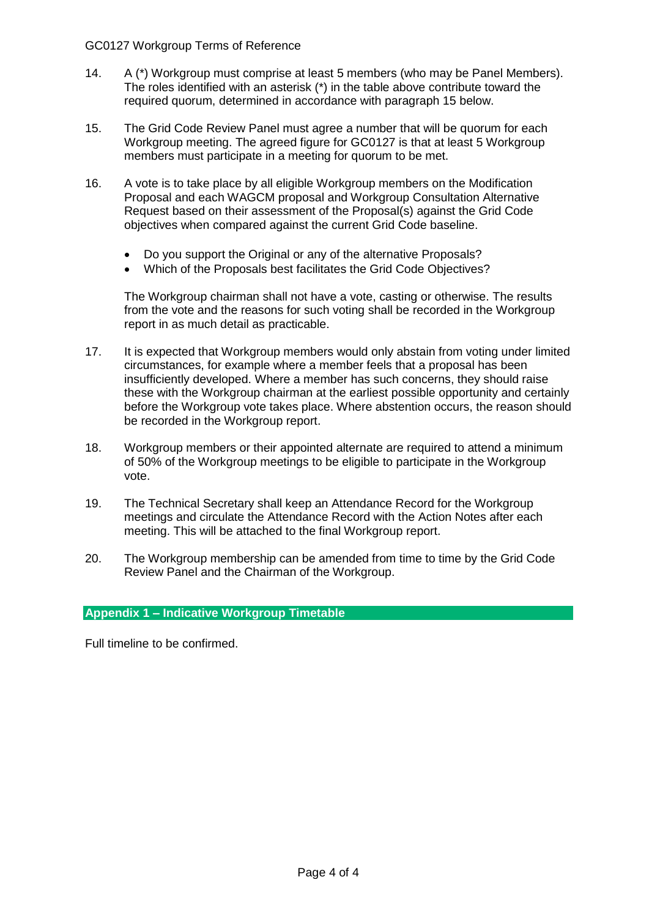14. A (*) Workgroup must comprise at least 5 members (who may be Panel Members). The roles identified with an asterisk (*) in the table above contribute toward the required quorum, determined in accordance with paragraph 15 below.

15. The Grid Code Review Panel must agree a number that will be quorum for each Workgroup meeting. The agreed figure for GC0127 is that at least 5 Workgroup members must participate in a meeting for quorum to be met.

16. A vote is to take place by all eligible Workgroup members on the Modification Proposal and each WAGCM proposal and Workgroup Consultation Alternative Request based on their assessment of the Proposal(s) against the Grid Code objectives when compared against the current Grid Code baseline.

    - Do you support the Original or any of the alternative Proposals?
    - Which of the Proposals best facilitates the Grid Code Objectives?

    The Workgroup chairman shall not have a vote, casting or otherwise. The results from the vote and the reasons for such voting shall be recorded in the Workgroup report in as much detail as practicable.

17. It is expected that Workgroup members would only abstain from voting under limited circumstances, for example where a member feels that a proposal has been insufficiently developed. Where a member has such concerns, they should raise these with the Workgroup chairman at the earliest possible opportunity and certainly before the Workgroup vote takes place. Where abstention occurs, the reason should be recorded in the Workgroup report.

18. Workgroup members or their appointed alternate are required to attend a minimum of 50% of the Workgroup meetings to be eligible to participate in the Workgroup vote.

19. The Technical Secretary shall keep an Attendance Record for the Workgroup meetings and circulate the Attendance Record with the Action Notes after each meeting. This will be attached to the final Workgroup report.

20. The Workgroup membership can be amended from time to time by the Grid Code Review Panel and the Chairman of the Workgroup.

## Appendix 1 – Indicative Workgroup Timetable

Full timeline to be confirmed.